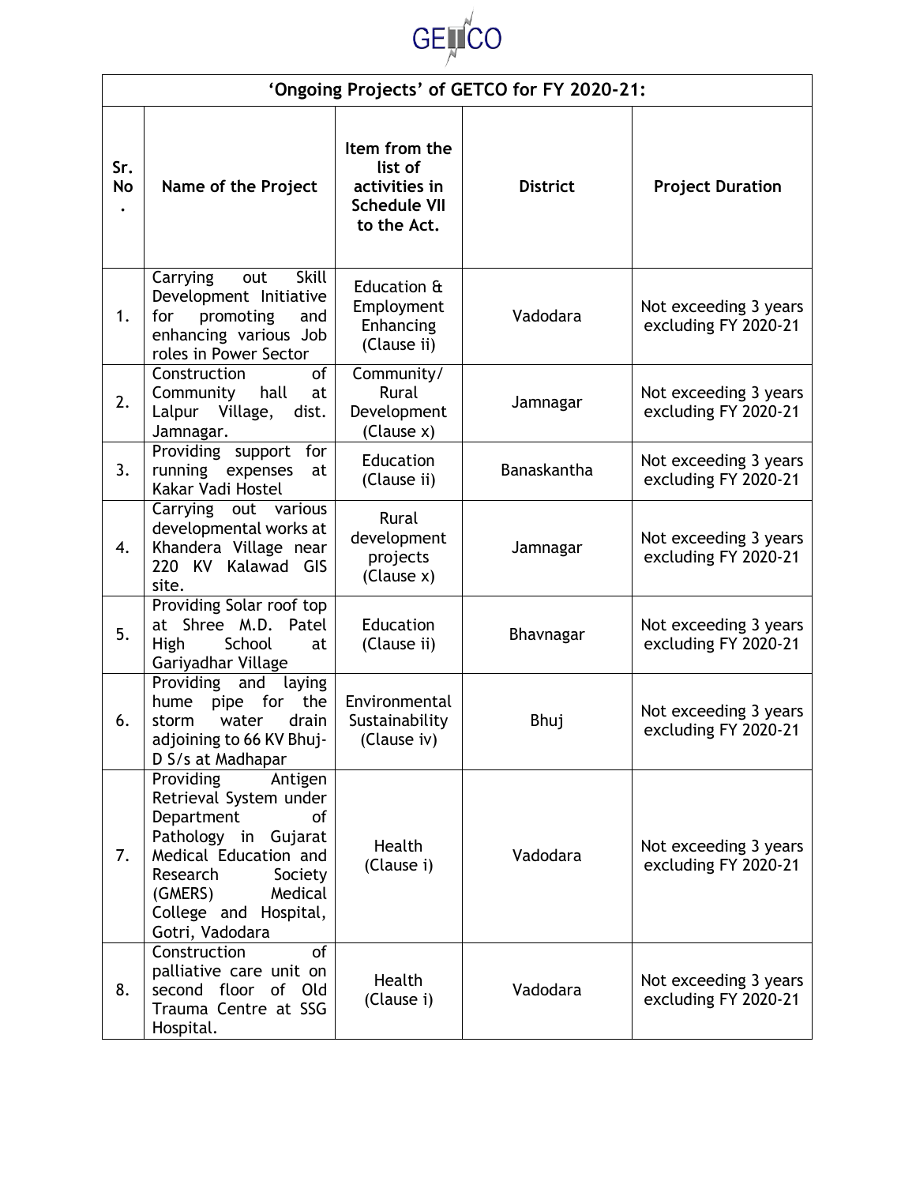GETCO

| 'Ongoing Projects' of GETCO for FY 2020-21: | | | | |
|---|---|---|---|---|
| **Sr. No.** | **Name of the Project** | **Item from the list of activities in Schedule VII to the Act.** | **District** | **Project Duration** |
| 1. | Carrying out Skill Development Initiative for promoting and enhancing various Job roles in Power Sector | Education & Employment Enhancing (Clause ii) | Vadodara | Not exceeding 3 years excluding FY 2020-21 |
| 2. | Construction of Community hall at Lalpur Village, dist. Jamnagar. | Community/ Rural Development (Clause x) | Jamnagar | Not exceeding 3 years excluding FY 2020-21 |
| 3. | Providing support for running expenses at Kakar Vadi Hostel | Education (Clause ii) | Banaskantha | Not exceeding 3 years excluding FY 2020-21 |
| 4. | Carrying out various developmental works at Khandera Village near 220 KV Kalawad GIS site. | Rural development projects (Clause x) | Jamnagar | Not exceeding 3 years excluding FY 2020-21 |
| 5. | Providing Solar roof top at Shree M.D. Patel High School at Gariyadhar Village | Education (Clause ii) | Bhavnagar | Not exceeding 3 years excluding FY 2020-21 |
| 6. | Providing and laying hume pipe for the storm water drain adjoining to 66 KV Bhuj-D S/s at Madhapar | Environmental Sustainability (Clause iv) | Bhuj | Not exceeding 3 years excluding FY 2020-21 |
| 7. | Providing Antigen Retrieval System under Department of Pathology in Gujarat Medical Education and Research Society (GMERS) Medical College and Hospital, Gotri, Vadodara | Health (Clause i) | Vadodara | Not exceeding 3 years excluding FY 2020-21 |
| 8. | Construction of palliative care unit on second floor of Old Trauma Centre at SSG Hospital. | Health (Clause i) | Vadodara | Not exceeding 3 years excluding FY 2020-21 |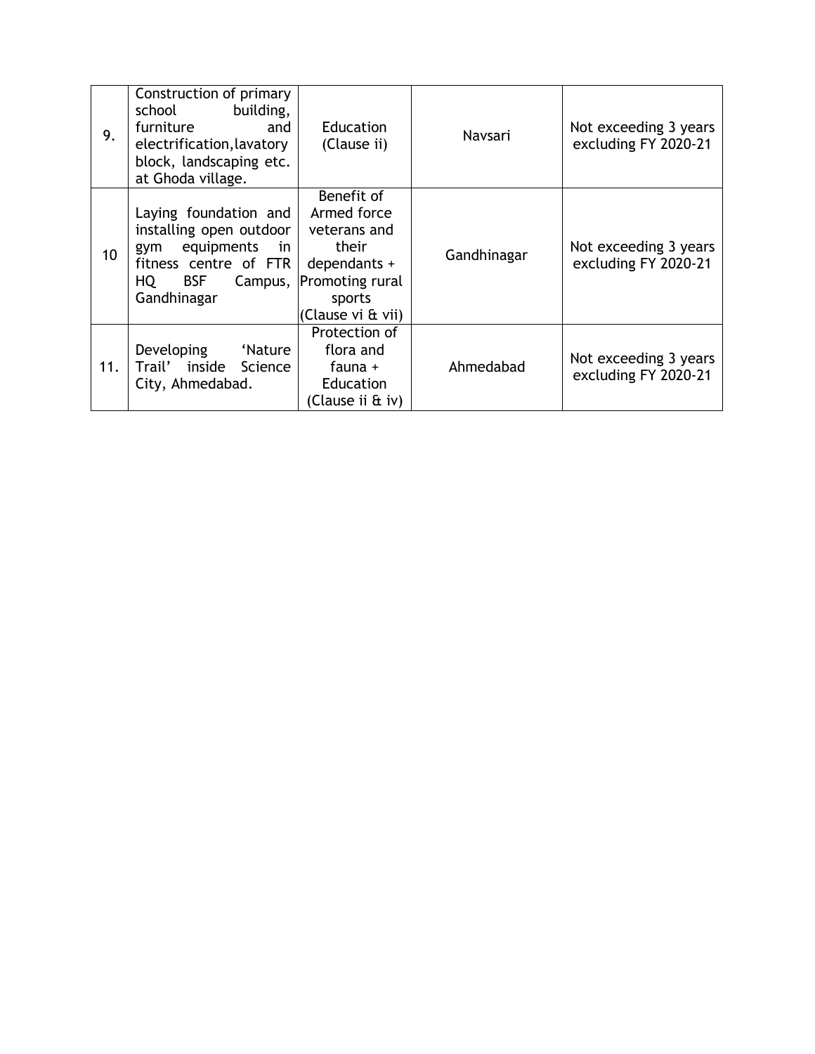| 9. | Construction of primary school building, furniture and electrification,lavatory block, landscaping etc. at Ghoda village. | Education (Clause ii) | Navsari | Not exceeding 3 years excluding FY 2020-21 |
|---|---|---|---|---|
| 10 | Laying foundation and installing open outdoor gym equipments in fitness centre of FTR HQ BSF Campus, Gandhinagar | Benefit of Armed force veterans and their dependants + Promoting rural sports (Clause vi & vii) | Gandhinagar | Not exceeding 3 years excluding FY 2020-21 |
| 11. | Developing 'Nature Trail' inside Science City, Ahmedabad. | Protection of flora and fauna + Education (Clause ii & iv) | Ahmedabad | Not exceeding 3 years excluding FY 2020-21 |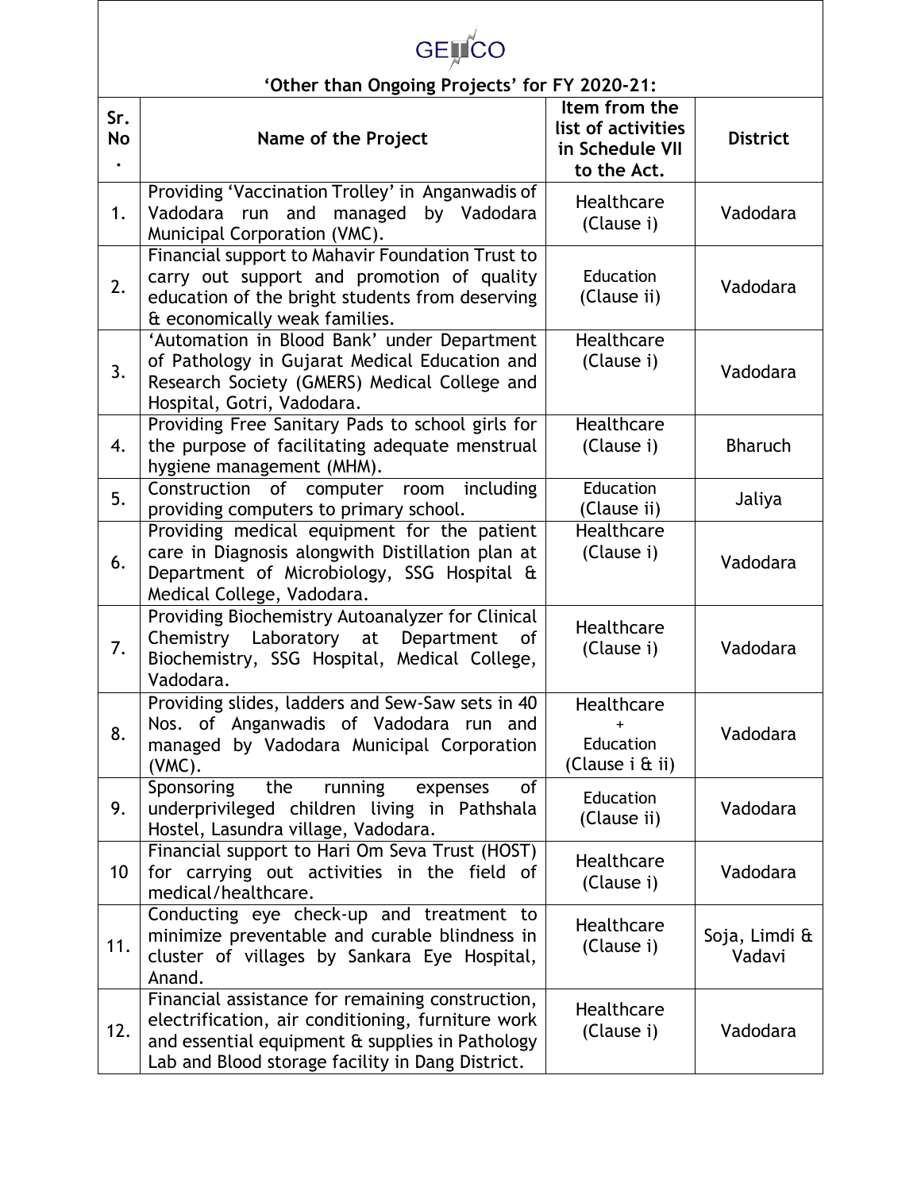GETCO

## 'Other than Ongoing Projects' for FY 2020-21:

| Sr. No. | Name of the Project | Item from the list of activities in Schedule VII to the Act. | District |
|---|---|---|---|
| 1. | Providing 'Vaccination Trolley' in Anganwadis of Vadodara run and managed by Vadodara Municipal Corporation (VMC). | Healthcare (Clause i) | Vadodara |
| 2. | Financial support to Mahavir Foundation Trust to carry out support and promotion of quality education of the bright students from deserving & economically weak families. | Education (Clause ii) | Vadodara |
| 3. | 'Automation in Blood Bank' under Department of Pathology in Gujarat Medical Education and Research Society (GMERS) Medical College and Hospital, Gotri, Vadodara. | Healthcare (Clause i) | Vadodara |
| 4. | Providing Free Sanitary Pads to school girls for the purpose of facilitating adequate menstrual hygiene management (MHM). | Healthcare (Clause i) | Bharuch |
| 5. | Construction of computer room including providing computers to primary school. | Education (Clause ii) | Jaliya |
| 6. | Providing medical equipment for the patient care in Diagnosis alongwith Distillation plan at Department of Microbiology, SSG Hospital & Medical College, Vadodara. | Healthcare (Clause i) | Vadodara |
| 7. | Providing Biochemistry Autoanalyzer for Clinical Chemistry Laboratory at Department of Biochemistry, SSG Hospital, Medical College, Vadodara. | Healthcare (Clause i) | Vadodara |
| 8. | Providing slides, ladders and Sew-Saw sets in 40 Nos. of Anganwadis of Vadodara run and managed by Vadodara Municipal Corporation (VMC). | Healthcare + Education (Clause i & ii) | Vadodara |
| 9. | Sponsoring the running expenses of underprivileged children living in Pathshala Hostel, Lasundra village, Vadodara. | Education (Clause ii) | Vadodara |
| 10 | Financial support to Hari Om Seva Trust (HOST) for carrying out activities in the field of medical/healthcare. | Healthcare (Clause i) | Vadodara |
| 11. | Conducting eye check-up and treatment to minimize preventable and curable blindness in cluster of villages by Sankara Eye Hospital, Anand. | Healthcare (Clause i) | Soja, Limdi & Vadavi |
| 12. | Financial assistance for remaining construction, electrification, air conditioning, furniture work and essential equipment & supplies in Pathology Lab and Blood storage facility in Dang District. | Healthcare (Clause i) | Vadodara |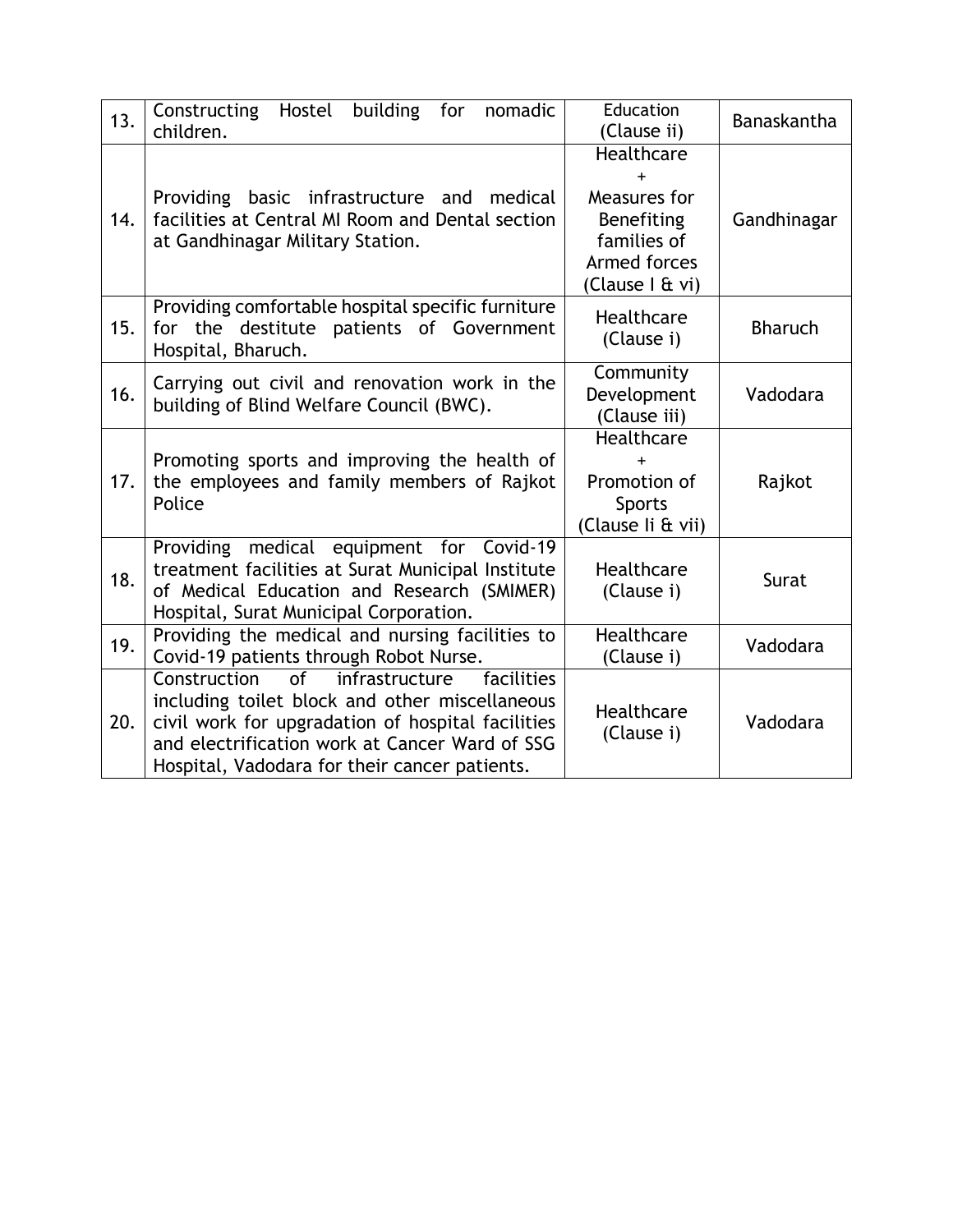| | | | |
|---|---|---|---|
| 13. | Constructing Hostel building for nomadic children. | Education (Clause ii) | Banaskantha |
| 14. | Providing basic infrastructure and medical facilities at Central MI Room and Dental section at Gandhinagar Military Station. | Healthcare + Measures for Benefiting families of Armed forces (Clause I & vi) | Gandhinagar |
| 15. | Providing comfortable hospital specific furniture for the destitute patients of Government Hospital, Bharuch. | Healthcare (Clause i) | Bharuch |
| 16. | Carrying out civil and renovation work in the building of Blind Welfare Council (BWC). | Community Development (Clause iii) | Vadodara |
| 17. | Promoting sports and improving the health of the employees and family members of Rajkot Police | Healthcare + Promotion of Sports (Clause Ii & vii) | Rajkot |
| 18. | Providing medical equipment for Covid-19 treatment facilities at Surat Municipal Institute of Medical Education and Research (SMIMER) Hospital, Surat Municipal Corporation. | Healthcare (Clause i) | Surat |
| 19. | Providing the medical and nursing facilities to Covid-19 patients through Robot Nurse. | Healthcare (Clause i) | Vadodara |
| 20. | Construction of infrastructure facilities including toilet block and other miscellaneous civil work for upgradation of hospital facilities and electrification work at Cancer Ward of SSG Hospital, Vadodara for their cancer patients. | Healthcare (Clause i) | Vadodara |